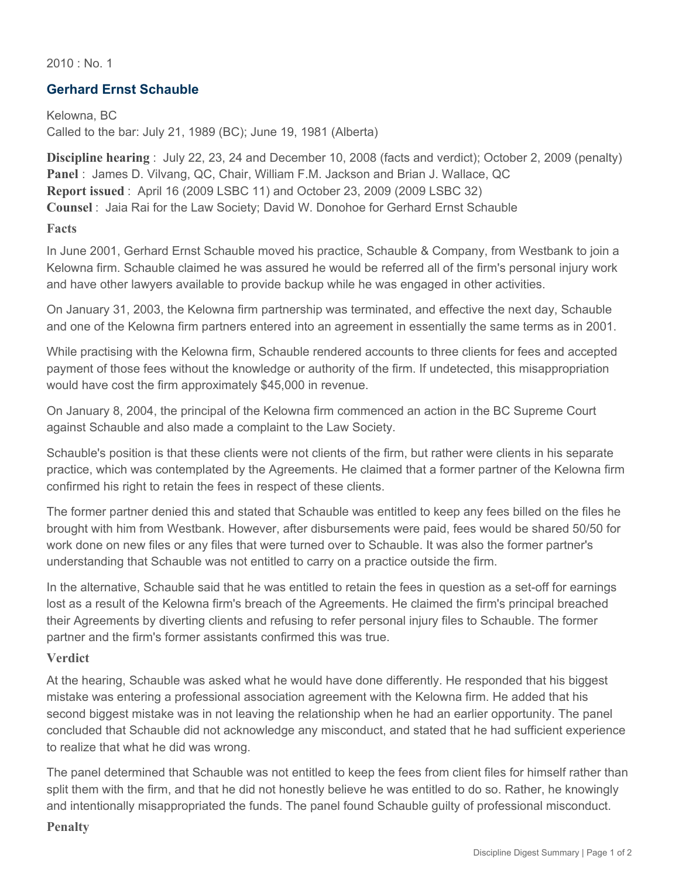2010 : No. 1

## Gerhard Ernst Schauble

Kelowna, BC
Called to the bar: July 21, 1989 (BC); June 19, 1981 (Alberta)

**Discipline hearing** : July 22, 23, 24 and December 10, 2008 (facts and verdict); October 2, 2009 (penalty)
**Panel** : James D. Vilvang, QC, Chair, William F.M. Jackson and Brian J. Wallace, QC
**Report issued** : April 16 (2009 LSBC 11) and October 23, 2009 (2009 LSBC 32)
**Counsel** : Jaia Rai for the Law Society; David W. Donohoe for Gerhard Ernst Schauble

### Facts

In June 2001, Gerhard Ernst Schauble moved his practice, Schauble & Company, from Westbank to join a Kelowna firm. Schauble claimed he was assured he would be referred all of the firm's personal injury work and have other lawyers available to provide backup while he was engaged in other activities.

On January 31, 2003, the Kelowna firm partnership was terminated, and effective the next day, Schauble and one of the Kelowna firm partners entered into an agreement in essentially the same terms as in 2001.

While practising with the Kelowna firm, Schauble rendered accounts to three clients for fees and accepted payment of those fees without the knowledge or authority of the firm. If undetected, this misappropriation would have cost the firm approximately $45,000 in revenue.

On January 8, 2004, the principal of the Kelowna firm commenced an action in the BC Supreme Court against Schauble and also made a complaint to the Law Society.

Schauble's position is that these clients were not clients of the firm, but rather were clients in his separate practice, which was contemplated by the Agreements. He claimed that a former partner of the Kelowna firm confirmed his right to retain the fees in respect of these clients.

The former partner denied this and stated that Schauble was entitled to keep any fees billed on the files he brought with him from Westbank. However, after disbursements were paid, fees would be shared 50/50 for work done on new files or any files that were turned over to Schauble. It was also the former partner's understanding that Schauble was not entitled to carry on a practice outside the firm.

In the alternative, Schauble said that he was entitled to retain the fees in question as a set-off for earnings lost as a result of the Kelowna firm's breach of the Agreements. He claimed the firm's principal breached their Agreements by diverting clients and refusing to refer personal injury files to Schauble. The former partner and the firm's former assistants confirmed this was true.

### Verdict

At the hearing, Schauble was asked what he would have done differently. He responded that his biggest mistake was entering a professional association agreement with the Kelowna firm. He added that his second biggest mistake was in not leaving the relationship when he had an earlier opportunity. The panel concluded that Schauble did not acknowledge any misconduct, and stated that he had sufficient experience to realize that what he did was wrong.

The panel determined that Schauble was not entitled to keep the fees from client files for himself rather than split them with the firm, and that he did not honestly believe he was entitled to do so. Rather, he knowingly and intentionally misappropriated the funds. The panel found Schauble guilty of professional misconduct.

### Penalty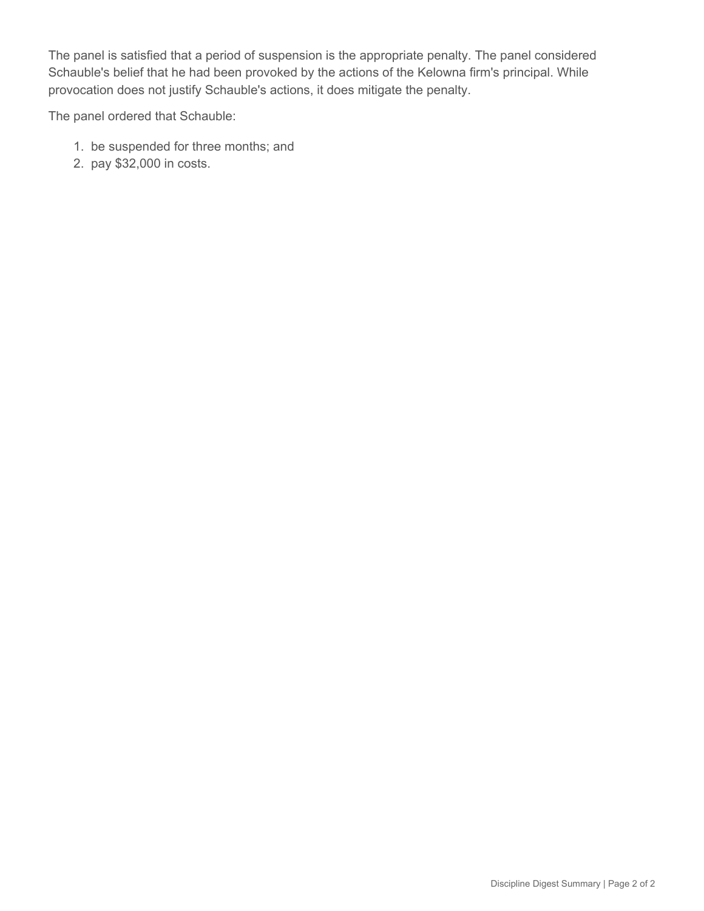The panel is satisfied that a period of suspension is the appropriate penalty. The panel considered Schauble's belief that he had been provoked by the actions of the Kelowna firm's principal. While provocation does not justify Schauble's actions, it does mitigate the penalty.

The panel ordered that Schauble:

1. be suspended for three months; and
2. pay $32,000 in costs.